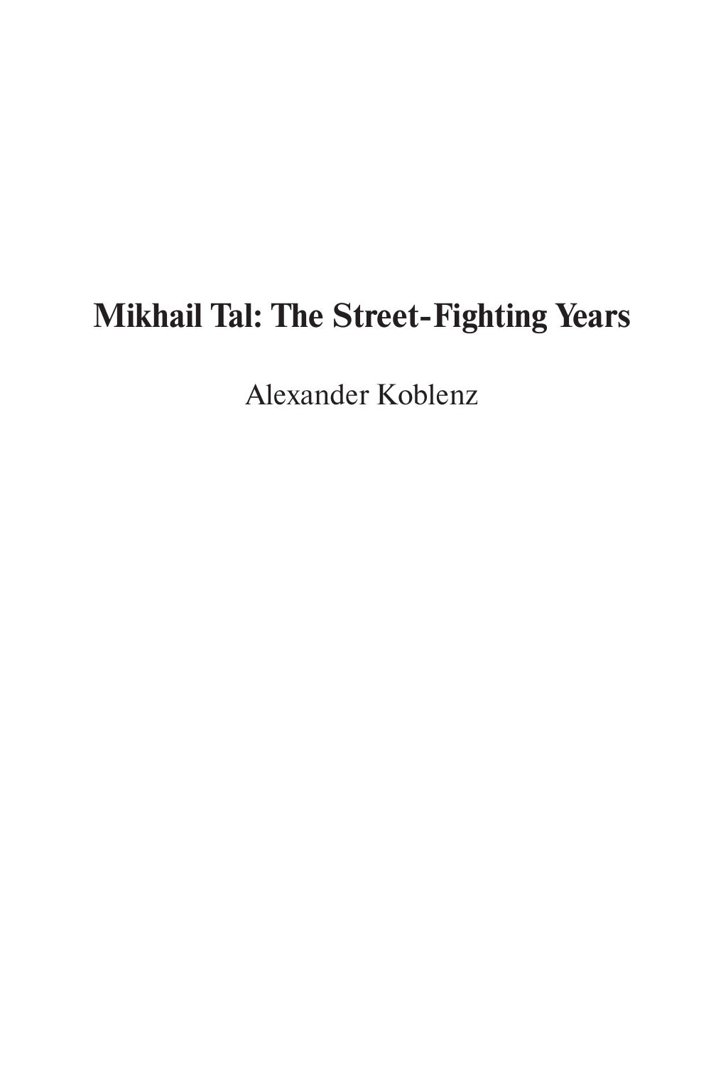# Mikhail Tal: The Street-Fighting Years

Alexander Koblenz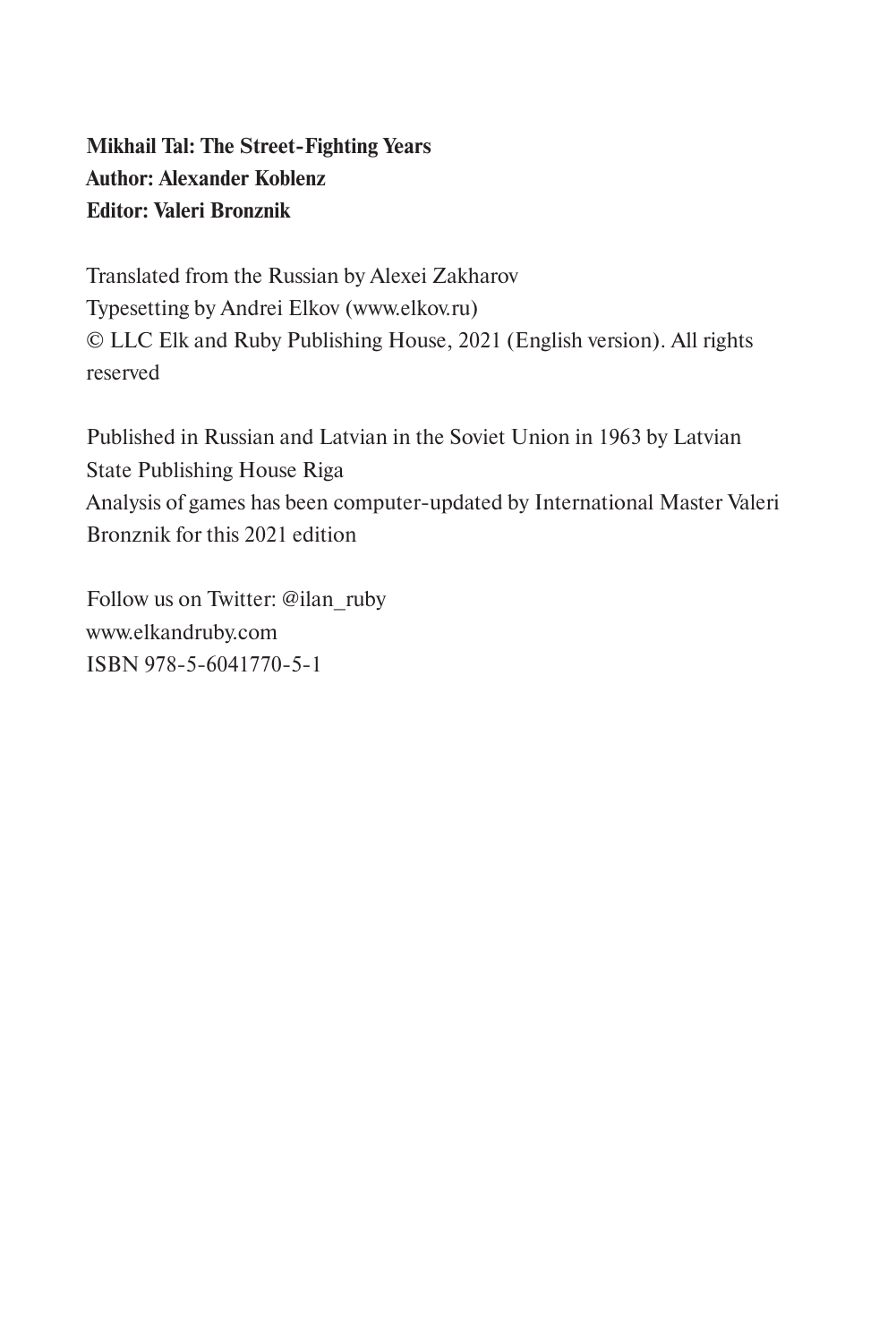**Mikhail Tal: The Street-Fighting Years**
**Author: Alexander Koblenz**
**Editor: Valeri Bronznik**

Translated from the Russian by Alexei Zakharov
Typesetting by Andrei Elkov (www.elkov.ru)
© LLC Elk and Ruby Publishing House, 2021 (English version). All rights reserved

Published in Russian and Latvian in the Soviet Union in 1963 by Latvian State Publishing House Riga
Analysis of games has been computer-updated by International Master Valeri Bronznik for this 2021 edition

Follow us on Twitter: @ilan_ruby
www.elkandruby.com
ISBN 978-5-6041770-5-1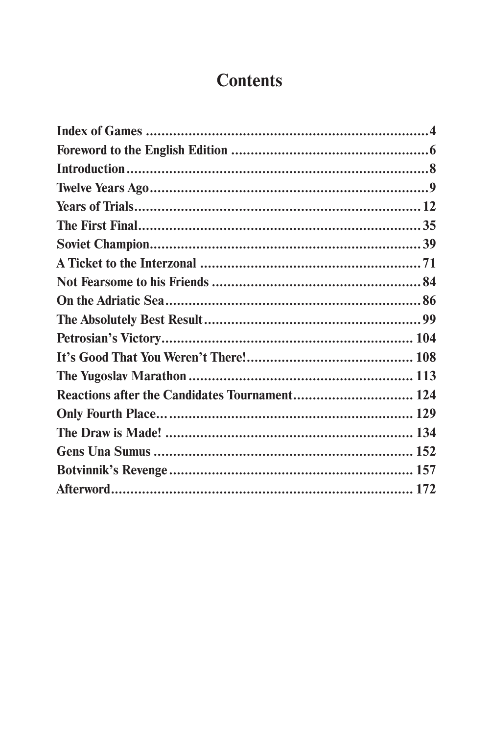# Contents

Index of Games ........................................................................4
Foreword to the English Edition ..................................................6
Introduction.............................................................................8
Twelve Years Ago......................................................................9
Years of Trials.........................................................................12
The First Final.........................................................................35
Soviet Champion.....................................................................39
A Ticket to the Interzonal .........................................................71
Not Fearsome to his Friends ......................................................84
On the Adriatic Sea..................................................................86
The Absolutely Best Result........................................................99
Petrosian's Victory.................................................................104
It's Good That You Weren't There!...........................................108
The Yugoslav Marathon ..........................................................113
Reactions after the Candidates Tournament...............................124
Only Fourth Place… ...............................................................129
The Draw is Made! ................................................................134
Gens Una Sumus ...................................................................152
Botvinnik's Revenge ...............................................................157
Afterword.............................................................................172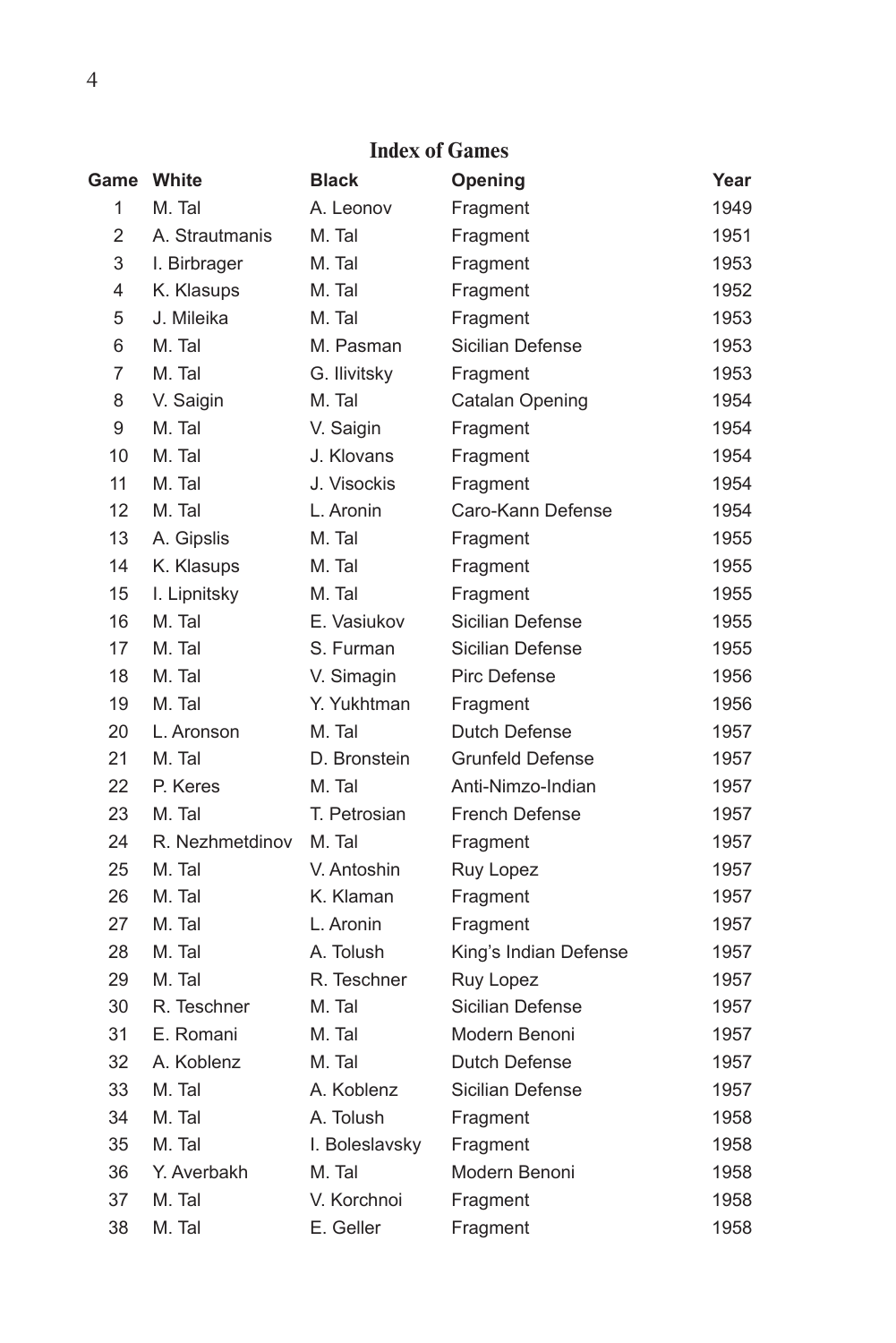## Index of Games

| Game | White | Black | Opening | Year |
|---|---|---|---|---|
| 1 | M. Tal | A. Leonov | Fragment | 1949 |
| 2 | A. Strautmanis | M. Tal | Fragment | 1951 |
| 3 | I. Birbrager | M. Tal | Fragment | 1953 |
| 4 | K. Klasups | M. Tal | Fragment | 1952 |
| 5 | J. Mileika | M. Tal | Fragment | 1953 |
| 6 | M. Tal | M. Pasman | Sicilian Defense | 1953 |
| 7 | M. Tal | G. Ilivitsky | Fragment | 1953 |
| 8 | V. Saigin | M. Tal | Catalan Opening | 1954 |
| 9 | M. Tal | V. Saigin | Fragment | 1954 |
| 10 | M. Tal | J. Klovans | Fragment | 1954 |
| 11 | M. Tal | J. Visockis | Fragment | 1954 |
| 12 | M. Tal | L. Aronin | Caro-Kann Defense | 1954 |
| 13 | A. Gipslis | M. Tal | Fragment | 1955 |
| 14 | K. Klasups | M. Tal | Fragment | 1955 |
| 15 | I. Lipnitsky | M. Tal | Fragment | 1955 |
| 16 | M. Tal | E. Vasiukov | Sicilian Defense | 1955 |
| 17 | M. Tal | S. Furman | Sicilian Defense | 1955 |
| 18 | M. Tal | V. Simagin | Pirc Defense | 1956 |
| 19 | M. Tal | Y. Yukhtman | Fragment | 1956 |
| 20 | L. Aronson | M. Tal | Dutch Defense | 1957 |
| 21 | M. Tal | D. Bronstein | Grunfeld Defense | 1957 |
| 22 | P. Keres | M. Tal | Anti-Nimzo-Indian | 1957 |
| 23 | M. Tal | T. Petrosian | French Defense | 1957 |
| 24 | R. Nezhmetdinov | M. Tal | Fragment | 1957 |
| 25 | M. Tal | V. Antoshin | Ruy Lopez | 1957 |
| 26 | M. Tal | K. Klaman | Fragment | 1957 |
| 27 | M. Tal | L. Aronin | Fragment | 1957 |
| 28 | M. Tal | A. Tolush | King’s Indian Defense | 1957 |
| 29 | M. Tal | R. Teschner | Ruy Lopez | 1957 |
| 30 | R. Teschner | M. Tal | Sicilian Defense | 1957 |
| 31 | E. Romani | M. Tal | Modern Benoni | 1957 |
| 32 | A. Koblenz | M. Tal | Dutch Defense | 1957 |
| 33 | M. Tal | A. Koblenz | Sicilian Defense | 1957 |
| 34 | M. Tal | A. Tolush | Fragment | 1958 |
| 35 | M. Tal | I. Boleslavsky | Fragment | 1958 |
| 36 | Y. Averbakh | M. Tal | Modern Benoni | 1958 |
| 37 | M. Tal | V. Korchnoi | Fragment | 1958 |
| 38 | M. Tal | E. Geller | Fragment | 1958 |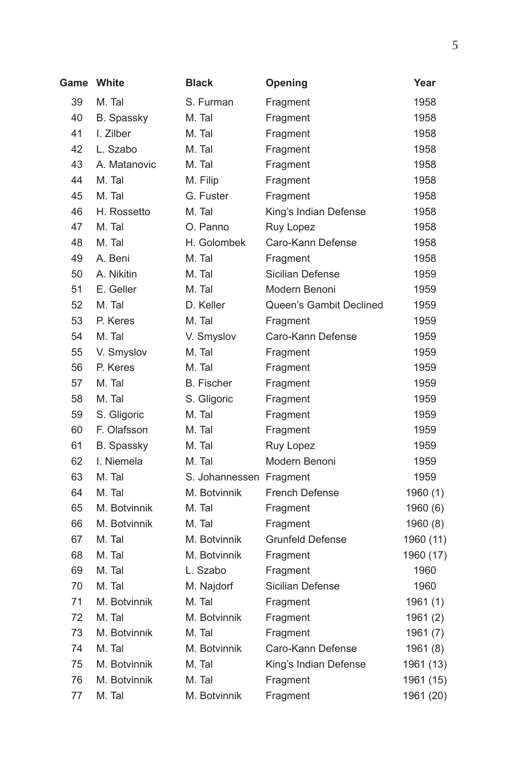| Game | White | Black | Opening | Year |
|---|---|---|---|---|
| 39 | M. Tal | S. Furman | Fragment | 1958 |
| 40 | B. Spassky | M. Tal | Fragment | 1958 |
| 41 | I. Zilber | M. Tal | Fragment | 1958 |
| 42 | L. Szabo | M. Tal | Fragment | 1958 |
| 43 | A. Matanovic | M. Tal | Fragment | 1958 |
| 44 | M. Tal | M. Filip | Fragment | 1958 |
| 45 | M. Tal | G. Fuster | Fragment | 1958 |
| 46 | H. Rossetto | M. Tal | King's Indian Defense | 1958 |
| 47 | M. Tal | O. Panno | Ruy Lopez | 1958 |
| 48 | M. Tal | H. Golombek | Caro-Kann Defense | 1958 |
| 49 | A. Beni | M. Tal | Fragment | 1958 |
| 50 | A. Nikitin | M. Tal | Sicilian Defense | 1959 |
| 51 | E. Geller | M. Tal | Modern Benoni | 1959 |
| 52 | M. Tal | D. Keller | Queen's Gambit Declined | 1959 |
| 53 | P. Keres | M. Tal | Fragment | 1959 |
| 54 | M. Tal | V. Smyslov | Caro-Kann Defense | 1959 |
| 55 | V. Smyslov | M. Tal | Fragment | 1959 |
| 56 | P. Keres | M. Tal | Fragment | 1959 |
| 57 | M. Tal | B. Fischer | Fragment | 1959 |
| 58 | M. Tal | S. Gligoric | Fragment | 1959 |
| 59 | S. Gligoric | M. Tal | Fragment | 1959 |
| 60 | F. Olafsson | M. Tal | Fragment | 1959 |
| 61 | B. Spassky | M. Tal | Ruy Lopez | 1959 |
| 62 | I. Niemela | M. Tal | Modern Benoni | 1959 |
| 63 | M. Tal | S. Johannessen | Fragment | 1959 |
| 64 | M. Tal | M. Botvinnik | French Defense | 1960 (1) |
| 65 | M. Botvinnik | M. Tal | Fragment | 1960 (6) |
| 66 | M. Botvinnik | M. Tal | Fragment | 1960 (8) |
| 67 | M. Tal | M. Botvinnik | Grunfeld Defense | 1960 (11) |
| 68 | M. Tal | M. Botvinnik | Fragment | 1960 (17) |
| 69 | M. Tal | L. Szabo | Fragment | 1960 |
| 70 | M. Tal | M. Najdorf | Sicilian Defense | 1960 |
| 71 | M. Botvinnik | M. Tal | Fragment | 1961 (1) |
| 72 | M. Tal | M. Botvinnik | Fragment | 1961 (2) |
| 73 | M. Botvinnik | M. Tal | Fragment | 1961 (7) |
| 74 | M. Tal | M. Botvinnik | Caro-Kann Defense | 1961 (8) |
| 75 | M. Botvinnik | M. Tal | King's Indian Defense | 1961 (13) |
| 76 | M. Botvinnik | M. Tal | Fragment | 1961 (15) |
| 77 | M. Tal | M. Botvinnik | Fragment | 1961 (20) |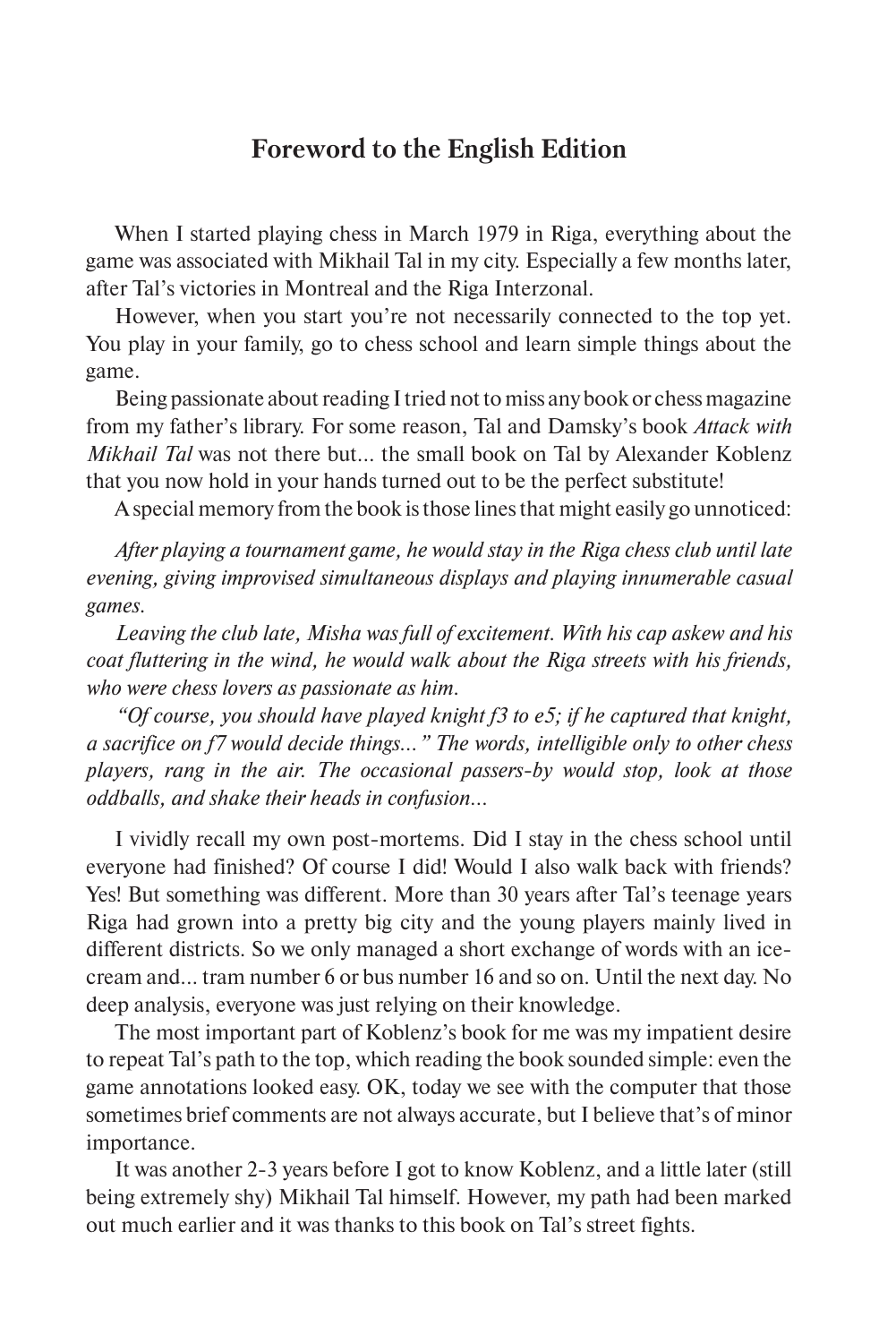## Foreword to the English Edition

When I started playing chess in March 1979 in Riga, everything about the game was associated with Mikhail Tal in my city. Especially a few months later, after Tal's victories in Montreal and the Riga Interzonal.

However, when you start you're not necessarily connected to the top yet. You play in your family, go to chess school and learn simple things about the game.

Being passionate about reading I tried not to miss any book or chess magazine from my father's library. For some reason, Tal and Damsky's book *Attack with Mikhail Tal* was not there but... the small book on Tal by Alexander Koblenz that you now hold in your hands turned out to be the perfect substitute!

A special memory from the book is those lines that might easily go unnoticed:

*After playing a tournament game, he would stay in the Riga chess club until late evening, giving improvised simultaneous displays and playing innumerable casual games.*

*Leaving the club late, Misha was full of excitement. With his cap askew and his coat fluttering in the wind, he would walk about the Riga streets with his friends, who were chess lovers as passionate as him.*

*"Of course, you should have played knight f3 to e5; if he captured that knight, a sacrifice on f7 would decide things..." The words, intelligible only to other chess players, rang in the air. The occasional passers-by would stop, look at those oddballs, and shake their heads in confusion...*

I vividly recall my own post-mortems. Did I stay in the chess school until everyone had finished? Of course I did! Would I also walk back with friends? Yes! But something was different. More than 30 years after Tal's teenage years Riga had grown into a pretty big city and the young players mainly lived in different districts. So we only managed a short exchange of words with an ice-cream and... tram number 6 or bus number 16 and so on. Until the next day. No deep analysis, everyone was just relying on their knowledge.

The most important part of Koblenz's book for me was my impatient desire to repeat Tal's path to the top, which reading the book sounded simple: even the game annotations looked easy. OK, today we see with the computer that those sometimes brief comments are not always accurate, but I believe that's of minor importance.

It was another 2-3 years before I got to know Koblenz, and a little later (still being extremely shy) Mikhail Tal himself. However, my path had been marked out much earlier and it was thanks to this book on Tal's street fights.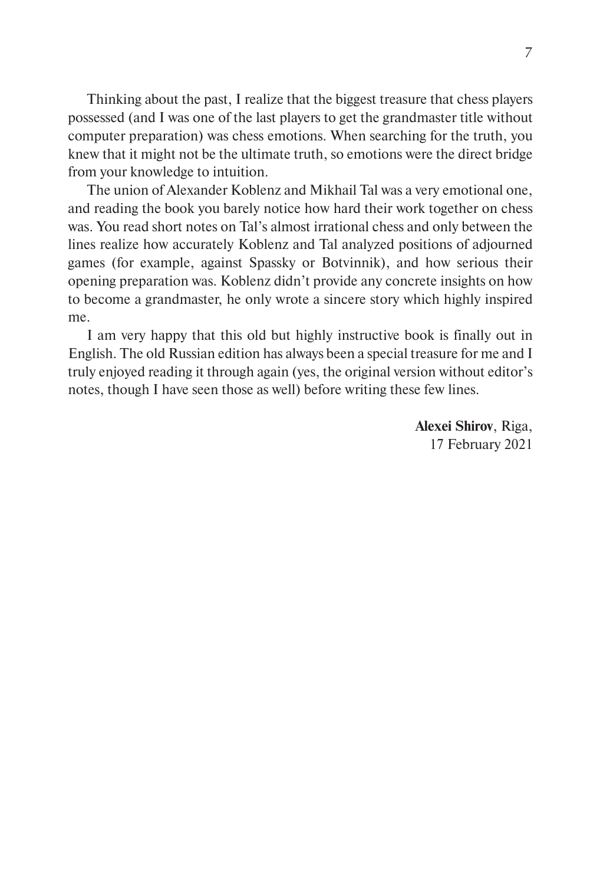Thinking about the past, I realize that the biggest treasure that chess players possessed (and I was one of the last players to get the grandmaster title without computer preparation) was chess emotions. When searching for the truth, you knew that it might not be the ultimate truth, so emotions were the direct bridge from your knowledge to intuition.

The union of Alexander Koblenz and Mikhail Tal was a very emotional one, and reading the book you barely notice how hard their work together on chess was. You read short notes on Tal's almost irrational chess and only between the lines realize how accurately Koblenz and Tal analyzed positions of adjourned games (for example, against Spassky or Botvinnik), and how serious their opening preparation was. Koblenz didn't provide any concrete insights on how to become a grandmaster, he only wrote a sincere story which highly inspired me.

I am very happy that this old but highly instructive book is finally out in English. The old Russian edition has always been a special treasure for me and I truly enjoyed reading it through again (yes, the original version without editor's notes, though I have seen those as well) before writing these few lines.

**Alexei Shirov**, Riga,
17 February 2021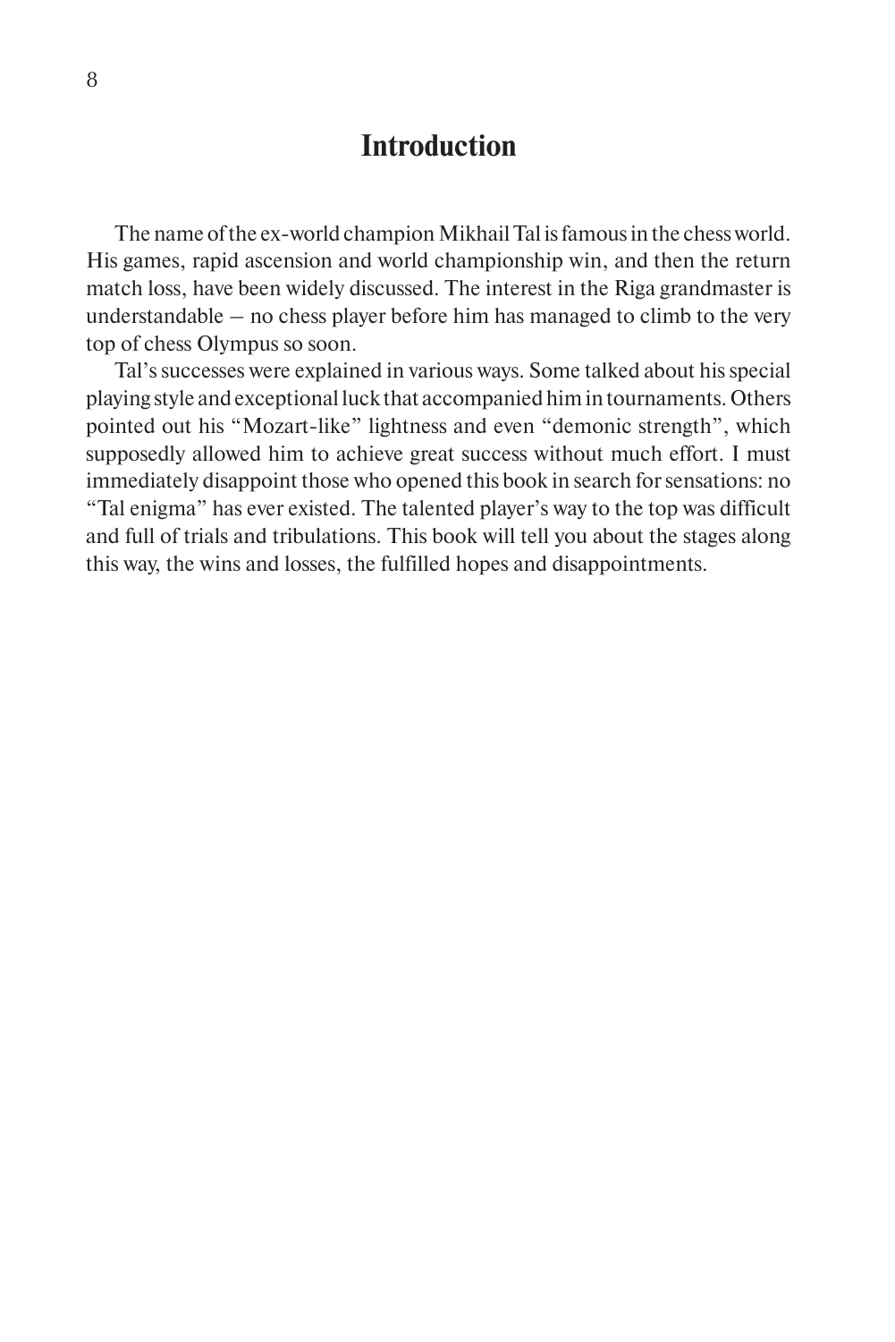# Introduction

The name of the ex-world champion Mikhail Tal is famous in the chess world. His games, rapid ascension and world championship win, and then the return match loss, have been widely discussed. The interest in the Riga grandmaster is understandable – no chess player before him has managed to climb to the very top of chess Olympus so soon.

Tal's successes were explained in various ways. Some talked about his special playing style and exceptional luck that accompanied him in tournaments. Others pointed out his "Mozart-like" lightness and even "demonic strength", which supposedly allowed him to achieve great success without much effort. I must immediately disappoint those who opened this book in search for sensations: no "Tal enigma" has ever existed. The talented player's way to the top was difficult and full of trials and tribulations. This book will tell you about the stages along this way, the wins and losses, the fulfilled hopes and disappointments.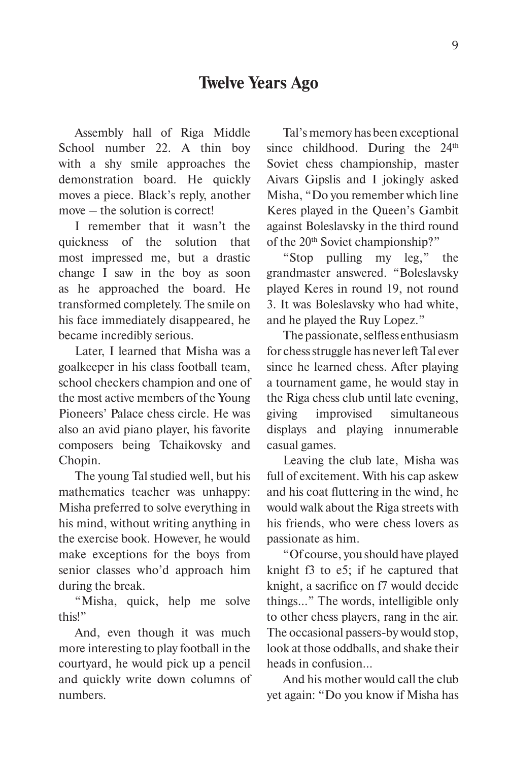## Twelve Years Ago

Assembly hall of Riga Middle School number 22. A thin boy with a shy smile approaches the demonstration board. He quickly moves a piece. Black's reply, another move – the solution is correct!

I remember that it wasn't the quickness of the solution that most impressed me, but a drastic change I saw in the boy as soon as he approached the board. He transformed completely. The smile on his face immediately disappeared, he became incredibly serious.

Later, I learned that Misha was a goalkeeper in his class football team, school checkers champion and one of the most active members of the Young Pioneers' Palace chess circle. He was also an avid piano player, his favorite composers being Tchaikovsky and Chopin.

The young Tal studied well, but his mathematics teacher was unhappy: Misha preferred to solve everything in his mind, without writing anything in the exercise book. However, he would make exceptions for the boys from senior classes who'd approach him during the break.

"Misha, quick, help me solve this!"

And, even though it was much more interesting to play football in the courtyard, he would pick up a pencil and quickly write down columns of numbers.

Tal's memory has been exceptional since childhood. During the 24th Soviet chess championship, master Aivars Gipslis and I jokingly asked Misha, "Do you remember which line Keres played in the Queen's Gambit against Boleslavsky in the third round of the 20th Soviet championship?"

"Stop pulling my leg," the grandmaster answered. "Boleslavsky played Keres in round 19, not round 3. It was Boleslavsky who had white, and he played the Ruy Lopez."

The passionate, selfless enthusiasm for chess struggle has never left Tal ever since he learned chess. After playing a tournament game, he would stay in the Riga chess club until late evening, giving improvised simultaneous displays and playing innumerable casual games.

Leaving the club late, Misha was full of excitement. With his cap askew and his coat fluttering in the wind, he would walk about the Riga streets with his friends, who were chess lovers as passionate as him.

"Of course, you should have played knight f3 to e5; if he captured that knight, a sacrifice on f7 would decide things..." The words, intelligible only to other chess players, rang in the air. The occasional passers-by would stop, look at those oddballs, and shake their heads in confusion...

And his mother would call the club yet again: "Do you know if Misha has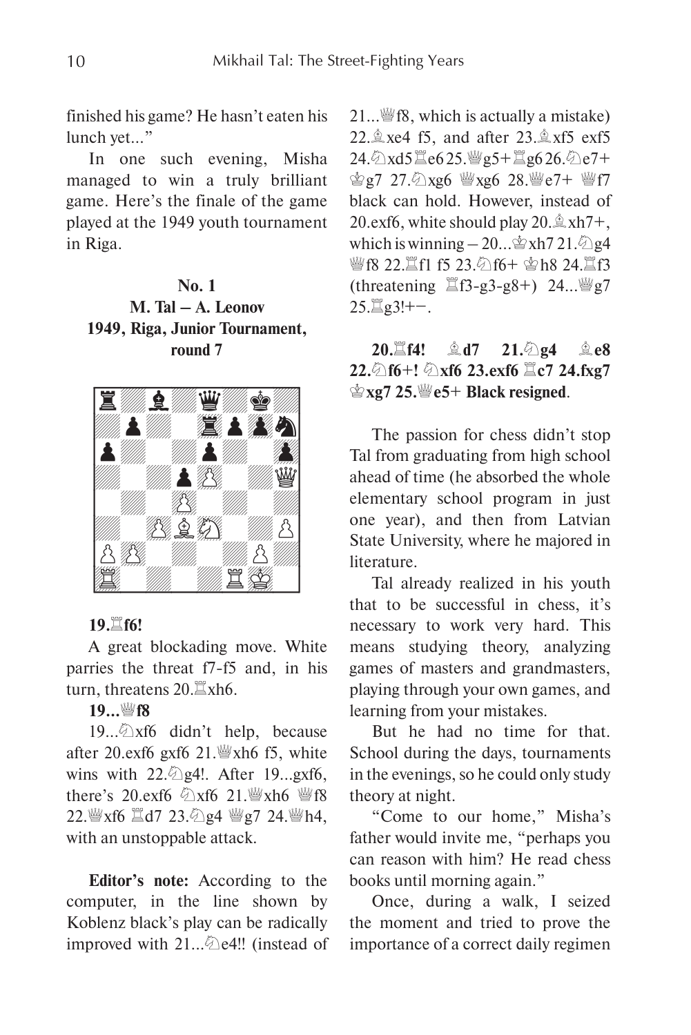finished his game? He hasn't eaten his lunch yet..."

In one such evening, Misha managed to win a truly brilliant game. Here's the finale of the game played at the 1949 youth tournament in Riga.

**No. 1**
**M. Tal – A. Leonov**
**1949, Riga, Junior Tournament, round 7**

**19.♖f6!**

A great blockading move. White parries the threat f7-f5 and, in his turn, threatens 20.♖xh6.

**19...♕f8**

19...♘xf6 didn't help, because after 20.exf6 gxf6 21.♕xh6 f5, white wins with 22.♘g4!. After 19...gxf6, there's 20.exf6 ♘xf6 21.♕xh6 ♕f8 22.♕xf6 ♖d7 23.♘g4 ♕g7 24.♕h4, with an unstoppable attack.

**Editor's note:** According to the computer, in the line shown by Koblenz black's play can be radically improved with 21...♘e4!! (instead of 21...♕f8, which is actually a mistake) 22.♗xe4 f5, and after 23.♗xf5 exf5 24.♘xd5 ♖e6 25.♕g5+ ♖g6 26.♘e7+ ♔g7 27.♘xg6 ♕xg6 28.♕e7+ ♕f7 black can hold. However, instead of 20.exf6, white should play 20.♗xh7+, which is winning – 20...♔xh7 21.♘g4 ♕f8 22.♖f1 f5 23.♘f6+ ♔h8 24.♖f3 (threatening ♖f3-g3-g8+) 24...♕g7 25.♖g3!+−.

**20.♖f4! ♗d7 21.♘g4 ♗e8 22.♘f6+! ♘xf6 23.exf6 ♖c7 24.fxg7 ♔xg7 25.♕e5+ Black resigned**.

The passion for chess didn't stop Tal from graduating from high school ahead of time (he absorbed the whole elementary school program in just one year), and then from Latvian State University, where he majored in literature.

Tal already realized in his youth that to be successful in chess, it's necessary to work very hard. This means studying theory, analyzing games of masters and grandmasters, playing through your own games, and learning from your mistakes.

But he had no time for that. School during the days, tournaments in the evenings, so he could only study theory at night.

"Come to our home," Misha's father would invite me, "perhaps you can reason with him? He read chess books until morning again."

Once, during a walk, I seized the moment and tried to prove the importance of a correct daily regimen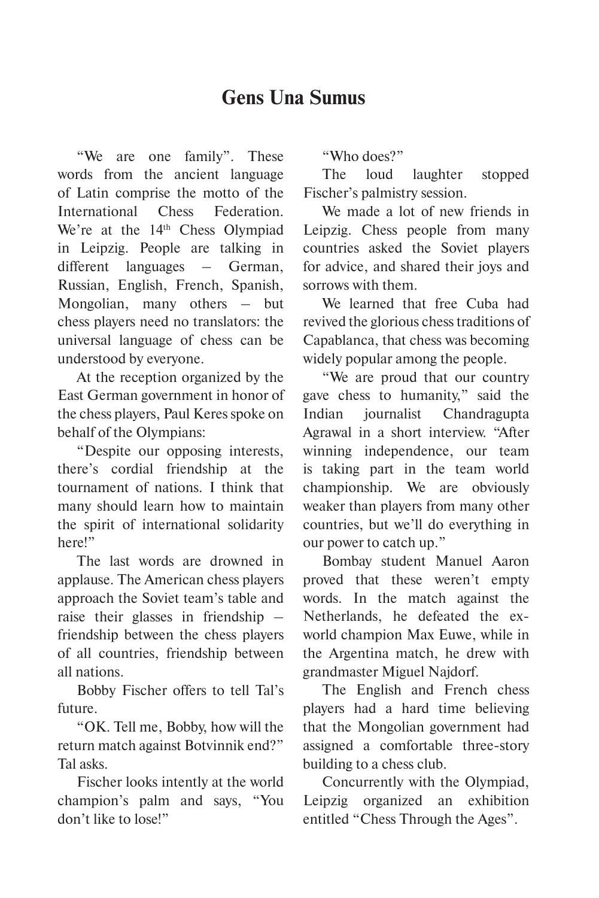## Gens Una Sumus

"We are one family". These words from the ancient language of Latin comprise the motto of the International Chess Federation. We're at the 14th Chess Olympiad in Leipzig. People are talking in different languages – German, Russian, English, French, Spanish, Mongolian, many others – but chess players need no translators: the universal language of chess can be understood by everyone.

At the reception organized by the East German government in honor of the chess players, Paul Keres spoke on behalf of the Olympians:

"Despite our opposing interests, there's cordial friendship at the tournament of nations. I think that many should learn how to maintain the spirit of international solidarity here!"

The last words are drowned in applause. The American chess players approach the Soviet team's table and raise their glasses in friendship – friendship between the chess players of all countries, friendship between all nations.

Bobby Fischer offers to tell Tal's future.

"OK. Tell me, Bobby, how will the return match against Botvinnik end?" Tal asks.

Fischer looks intently at the world champion's palm and says, "You don't like to lose!"

"Who does?"

The loud laughter stopped Fischer's palmistry session.

We made a lot of new friends in Leipzig. Chess people from many countries asked the Soviet players for advice, and shared their joys and sorrows with them.

We learned that free Cuba had revived the glorious chess traditions of Capablanca, that chess was becoming widely popular among the people.

"We are proud that our country gave chess to humanity," said the Indian journalist Chandragupta Agrawal in a short interview. "After winning independence, our team is taking part in the team world championship. We are obviously weaker than players from many other countries, but we'll do everything in our power to catch up."

Bombay student Manuel Aaron proved that these weren't empty words. In the match against the Netherlands, he defeated the ex-world champion Max Euwe, while in the Argentina match, he drew with grandmaster Miguel Najdorf.

The English and French chess players had a hard time believing that the Mongolian government had assigned a comfortable three-story building to a chess club.

Concurrently with the Olympiad, Leipzig organized an exhibition entitled "Chess Through the Ages".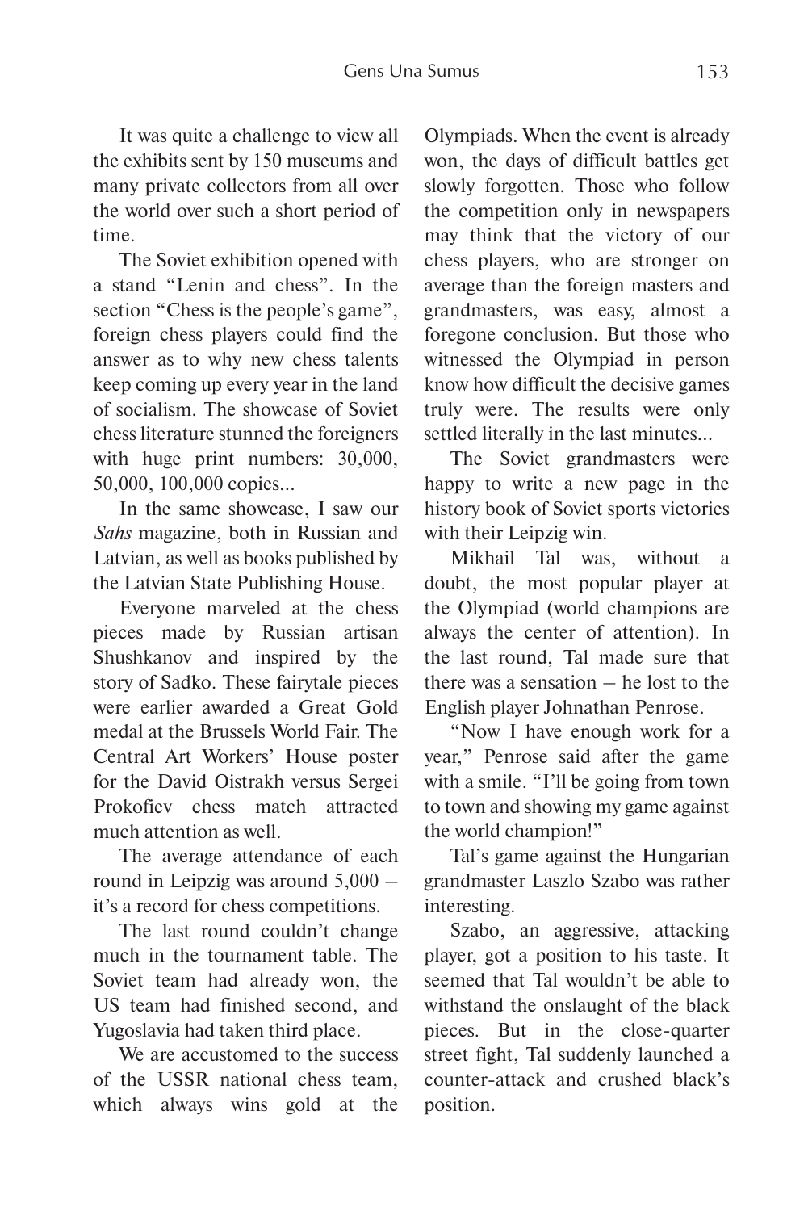It was quite a challenge to view all the exhibits sent by 150 museums and many private collectors from all over the world over such a short period of time.

The Soviet exhibition opened with a stand "Lenin and chess". In the section "Chess is the people's game", foreign chess players could find the answer as to why new chess talents keep coming up every year in the land of socialism. The showcase of Soviet chess literature stunned the foreigners with huge print numbers: 30,000, 50,000, 100,000 copies...

In the same showcase, I saw our *Sahs* magazine, both in Russian and Latvian, as well as books published by the Latvian State Publishing House.

Everyone marveled at the chess pieces made by Russian artisan Shushkanov and inspired by the story of Sadko. These fairytale pieces were earlier awarded a Great Gold medal at the Brussels World Fair. The Central Art Workers' House poster for the David Oistrakh versus Sergei Prokofiev chess match attracted much attention as well.

The average attendance of each round in Leipzig was around 5,000 – it's a record for chess competitions.

The last round couldn't change much in the tournament table. The Soviet team had already won, the US team had finished second, and Yugoslavia had taken third place.

We are accustomed to the success of the USSR national chess team, which always wins gold at the Olympiads. When the event is already won, the days of difficult battles get slowly forgotten. Those who follow the competition only in newspapers may think that the victory of our chess players, who are stronger on average than the foreign masters and grandmasters, was easy, almost a foregone conclusion. But those who witnessed the Olympiad in person know how difficult the decisive games truly were. The results were only settled literally in the last minutes...

The Soviet grandmasters were happy to write a new page in the history book of Soviet sports victories with their Leipzig win.

Mikhail Tal was, without a doubt, the most popular player at the Olympiad (world champions are always the center of attention). In the last round, Tal made sure that there was a sensation – he lost to the English player Johnathan Penrose.

"Now I have enough work for a year," Penrose said after the game with a smile. "I'll be going from town to town and showing my game against the world champion!"

Tal's game against the Hungarian grandmaster Laszlo Szabo was rather interesting.

Szabo, an aggressive, attacking player, got a position to his taste. It seemed that Tal wouldn't be able to withstand the onslaught of the black pieces. But in the close-quarter street fight, Tal suddenly launched a counter-attack and crushed black's position.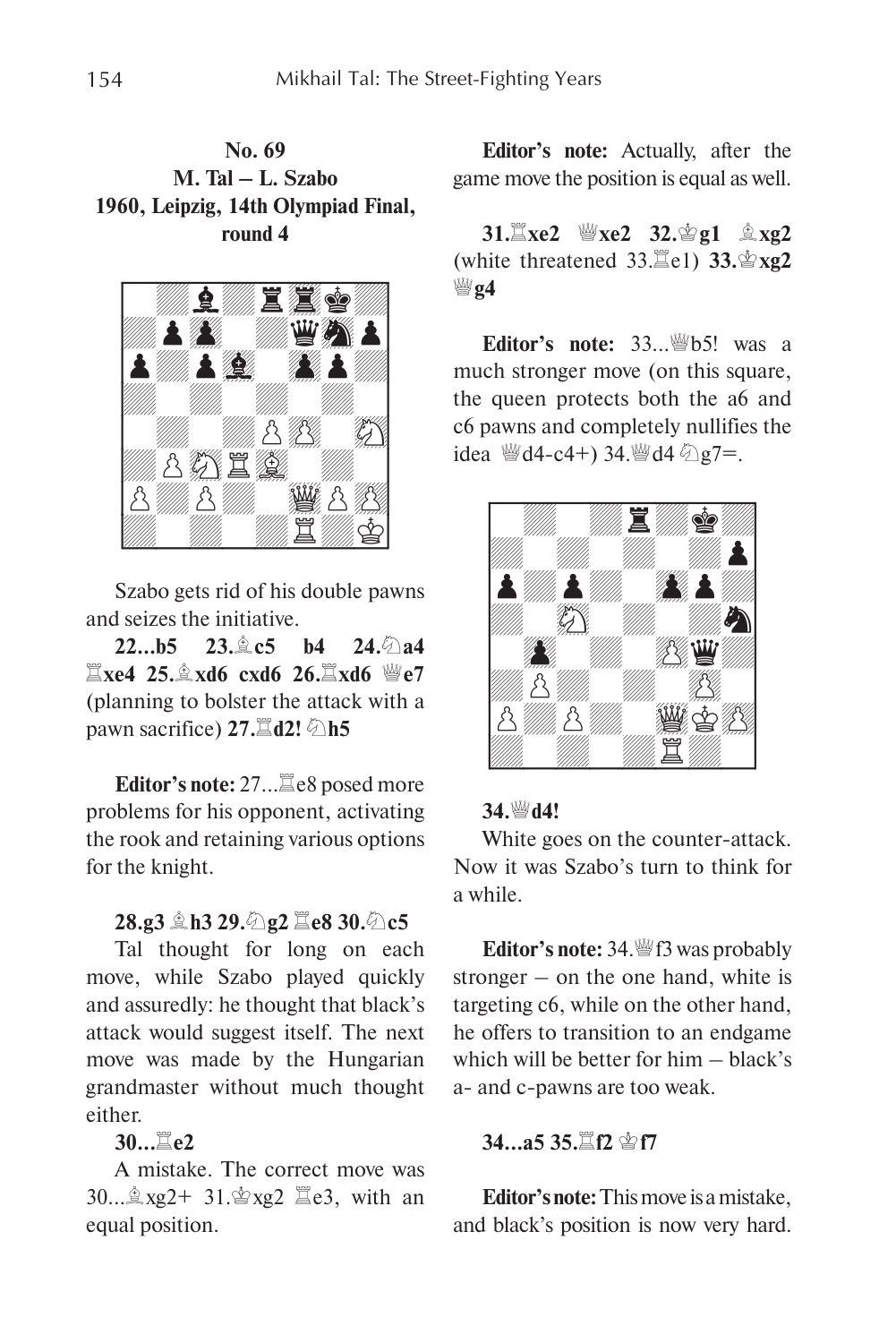### No. 69
### M. Tal – L. Szabo
### 1960, Leipzig, 14th Olympiad Final, round 4

Szabo gets rid of his double pawns and seizes the initiative.

**22...b5 23.♗c5 b4 24.♘a4 ♖xe4 25.♗xd6 cxd6 26.♖xd6 ♕e7** (planning to bolster the attack with a pawn sacrifice) **27.♖d2! ♘h5**

**Editor's note:** 27...♖e8 posed more problems for his opponent, activating the rook and retaining various options for the knight.

**28.g3 ♗h3 29.♘g2 ♖e8 30.♘c5**

Tal thought for long on each move, while Szabo played quickly and assuredly: he thought that black's attack would suggest itself. The next move was made by the Hungarian grandmaster without much thought either.

**30...♖e2**

A mistake. The correct move was 30...♗xg2+ 31.♔xg2 ♖e3, with an equal position.

**Editor's note:** Actually, after the game move the position is equal as well.

**31.♖xe2 ♕xe2 32.♔g1 ♗xg2** (white threatened 33.♖e1) **33.♔xg2 ♕g4**

**Editor's note:** 33...♕b5! was a much stronger move (on this square, the queen protects both the a6 and c6 pawns and completely nullifies the idea ♕d4-c4+) 34.♕d4 ♘g7=.

**34.♕d4!**

White goes on the counter-attack. Now it was Szabo's turn to think for a while.

**Editor's note:** 34.♕f3 was probably stronger – on the one hand, white is targeting c6, while on the other hand, he offers to transition to an endgame which will be better for him – black's a- and c-pawns are too weak.

**34...a5 35.♖f2 ♔f7**

**Editor's note:** This move is a mistake, and black's position is now very hard.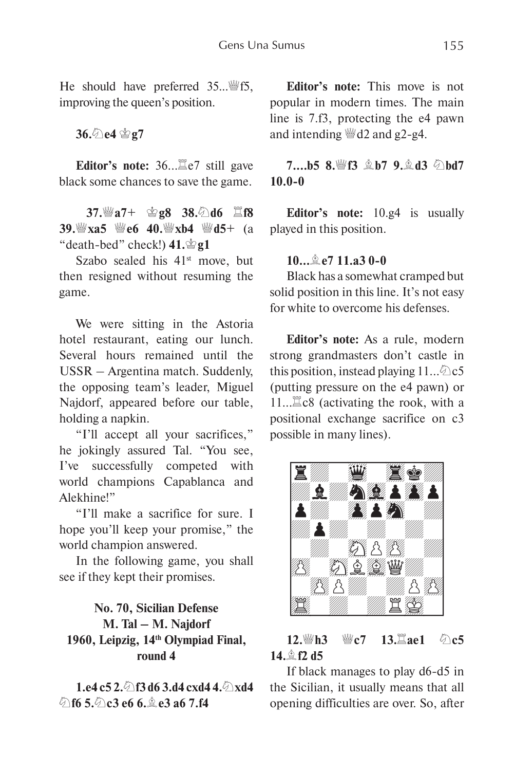He should have preferred 35...♕f5, improving the queen's position.

**36.♘e4 ♔g7**

**Editor's note:** 36...♖e7 still gave black some chances to save the game.

**37.♕a7+ ♔g8 38.♘d6 ♖f8 39.♕xa5 ♕e6 40.♕xb4 ♕d5+** (a "death-bed" check!) **41.♔g1**

Szabo sealed his 41st move, but then resigned without resuming the game.

We were sitting in the Astoria hotel restaurant, eating our lunch. Several hours remained until the USSR – Argentina match. Suddenly, the opposing team's leader, Miguel Najdorf, appeared before our table, holding a napkin.

"I'll accept all your sacrifices," he jokingly assured Tal. "You see, I've successfully competed with world champions Capablanca and Alekhine!"

"I'll make a sacrifice for sure. I hope you'll keep your promise," the world champion answered.

In the following game, you shall see if they kept their promises.

**No. 70, Sicilian Defense**
**M. Tal – M. Najdorf**
**1960, Leipzig, 14th Olympiad Final, round 4**

**1.e4 c5 2.♘f3 d6 3.d4 cxd4 4.♘xd4 ♘f6 5.♘c3 e6 6.♗e3 a6 7.f4**

**Editor's note:** This move is not popular in modern times. The main line is 7.f3, protecting the e4 pawn and intending ♕d2 and g2-g4.

**7....b5 8.♕f3 ♗b7 9.♗d3 ♘bd7 10.0-0**

**Editor's note:** 10.g4 is usually played in this position.

**10...♗e7 11.a3 0-0**

Black has a somewhat cramped but solid position in this line. It's not easy for white to overcome his defenses.

**Editor's note:** As a rule, modern strong grandmasters don't castle in this position, instead playing 11...♘c5 (putting pressure on the e4 pawn) or 11...♖c8 (activating the rook, with a positional exchange sacrifice on c3 possible in many lines).

**12.♕h3 ♕c7 13.♖ae1 ♘c5 14.♗f2 d5**

If black manages to play d6-d5 in the Sicilian, it usually means that all opening difficulties are over. So, after